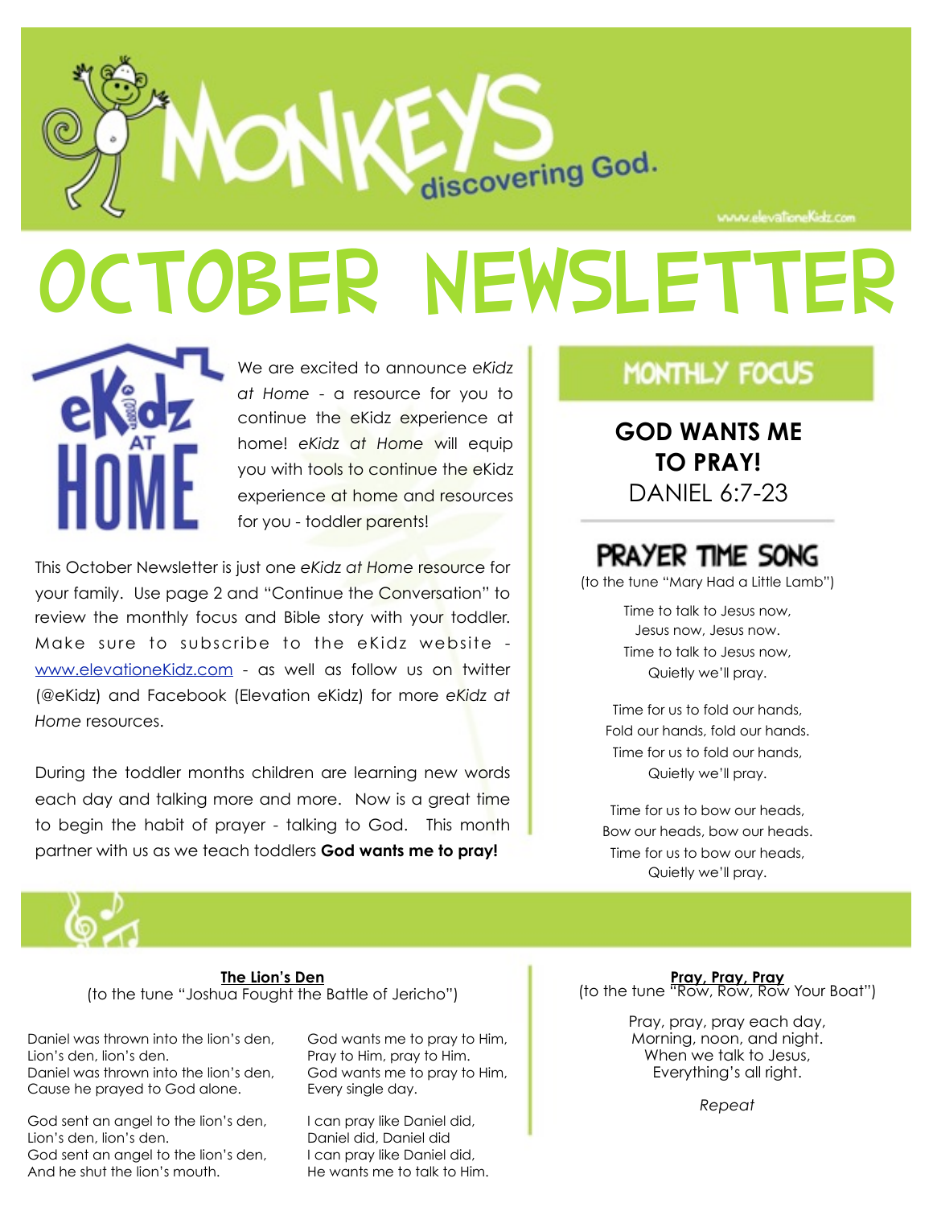# MONKEYS discovering God.

www.elevationeKidz.com

# OCTOBER NEWSLETTER

We are excited to announce *eKidz at Home* - a resource for you to continue the eKidz experience at home! *eKidz at Home* will equip you with tools to continue the eKidz experience at home and resources for you - toddler parents!

This October Newsletter is just one *eKidz at Home* resource for your family. Use page 2 and "Continue the Conversation" to review the monthly focus and Bible story with your toddler. Make sure to subscribe to the eKidz website - www.elevationeKidz.com - as well as follow us on twitter (@eKidz) and Facebook (Elevation eKidz) for more *eKidz at Home* resources.

During the toddler months children are learning new words each day and talking more and more. Now is a great time to begin the habit of prayer - talking to God. This month partner with us as we teach toddlers **God wants me to pray!**

## MONTHLY FOCUS

**GOD WANTS ME TO PRAY!**

DANIEL 6:7-23

## PRAYER TIME SONG

(to the tune "Mary Had a Little Lamb")

Time to talk to Jesus now,
Jesus now, Jesus now.
Time to talk to Jesus now,
Quietly we'll pray.

Time for us to fold our hands,
Fold our hands, fold our hands.
Time for us to fold our hands,
Quietly we'll pray.

Time for us to bow our heads,
Bow our heads, bow our heads.
Time for us to bow our heads,
Quietly we'll pray.

### The Lion's Den

(to the tune "Joshua Fought the Battle of Jericho")

Daniel was thrown into the lion's den,
Lion's den, lion's den.
Daniel was thrown into the lion's den,
Cause he prayed to God alone.

God sent an angel to the lion's den,
Lion's den, lion's den.
God sent an angel to the lion's den,
And he shut the lion's mouth.

God wants me to pray to Him,
Pray to Him, pray to Him.
God wants me to pray to Him,
Every single day.

I can pray like Daniel did,
Daniel did, Daniel did
I can pray like Daniel did,
He wants me to talk to Him.

### Pray, Pray, Pray

(to the tune "Row, Row, Row Your Boat")

Pray, pray, pray each day,
Morning, noon, and night.
When we talk to Jesus,
Everything's all right.

*Repeat*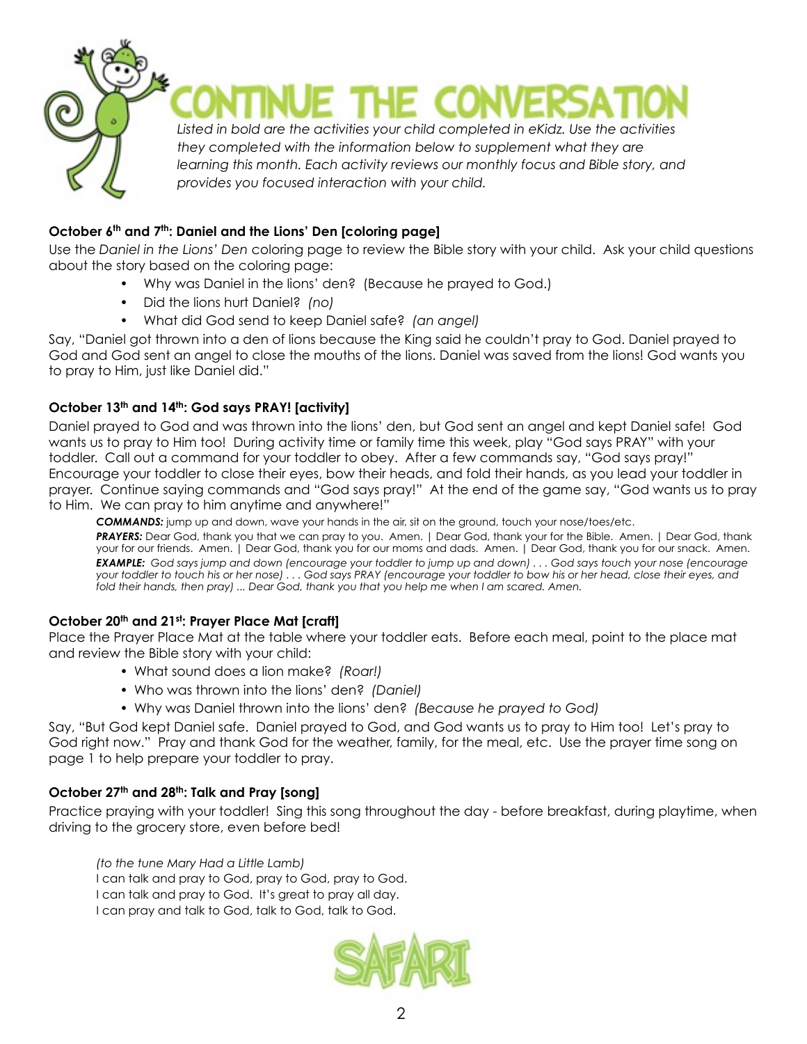# CONTINUE THE CONVERSATION

*Listed in bold are the activities your child completed in eKidz. Use the activities they completed with the information below to supplement what they are learning this month. Each activity reviews our monthly focus and Bible story, and provides you focused interaction with your child.*

**October 6th and 7th: Daniel and the Lions' Den [coloring page]**

Use the *Daniel in the Lions' Den* coloring page to review the Bible story with your child. Ask your child questions about the story based on the coloring page:

- Why was Daniel in the lions' den? (Because he prayed to God.)
- Did the lions hurt Daniel? *(no)*
- What did God send to keep Daniel safe? *(an angel)*

Say, "Daniel got thrown into a den of lions because the King said he couldn't pray to God. Daniel prayed to God and God sent an angel to close the mouths of the lions. Daniel was saved from the lions! God wants you to pray to Him, just like Daniel did."

**October 13th and 14th: God says PRAY! [activity]**

Daniel prayed to God and was thrown into the lions' den, but God sent an angel and kept Daniel safe! God wants us to pray to Him too! During activity time or family time this week, play "God says PRAY" with your toddler. Call out a command for your toddler to obey. After a few commands say, "God says pray!" Encourage your toddler to close their eyes, bow their heads, and fold their hands, as you lead your toddler in prayer. Continue saying commands and "God says pray!" At the end of the game say, "God wants us to pray to Him. We can pray to him anytime and anywhere!"

***COMMANDS:*** jump up and down, wave your hands in the air, sit on the ground, touch your nose/toes/etc.

***PRAYERS:*** Dear God, thank you that we can pray to you. Amen. | Dear God, thank your for the Bible. Amen. | Dear God, thank your for our friends. Amen. | Dear God, thank you for our moms and dads. Amen. | Dear God, thank you for our snack. Amen.

***EXAMPLE:*** *God says jump and down (encourage your toddler to jump up and down) . . . God says touch your nose (encourage your toddler to touch his or her nose) . . . God says PRAY (encourage your toddler to bow his or her head, close their eyes, and fold their hands, then pray) ... Dear God, thank you that you help me when I am scared. Amen.*

**October 20th and 21st: Prayer Place Mat [craft]**

Place the Prayer Place Mat at the table where your toddler eats. Before each meal, point to the place mat and review the Bible story with your child:

- What sound does a lion make? *(Roar!)*
- Who was thrown into the lions' den? *(Daniel)*
- Why was Daniel thrown into the lions' den? *(Because he prayed to God)*

Say, "But God kept Daniel safe. Daniel prayed to God, and God wants us to pray to Him too! Let's pray to God right now." Pray and thank God for the weather, family, for the meal, etc. Use the prayer time song on page 1 to help prepare your toddler to pray.

**October 27th and 28th: Talk and Pray [song]**

Practice praying with your toddler! Sing this song throughout the day - before breakfast, during playtime, when driving to the grocery store, even before bed!

*(to the tune Mary Had a Little Lamb)*
I can talk and pray to God, pray to God, pray to God.
I can talk and pray to God. It's great to pray all day.
I can pray and talk to God, talk to God, talk to God.

SAFARI